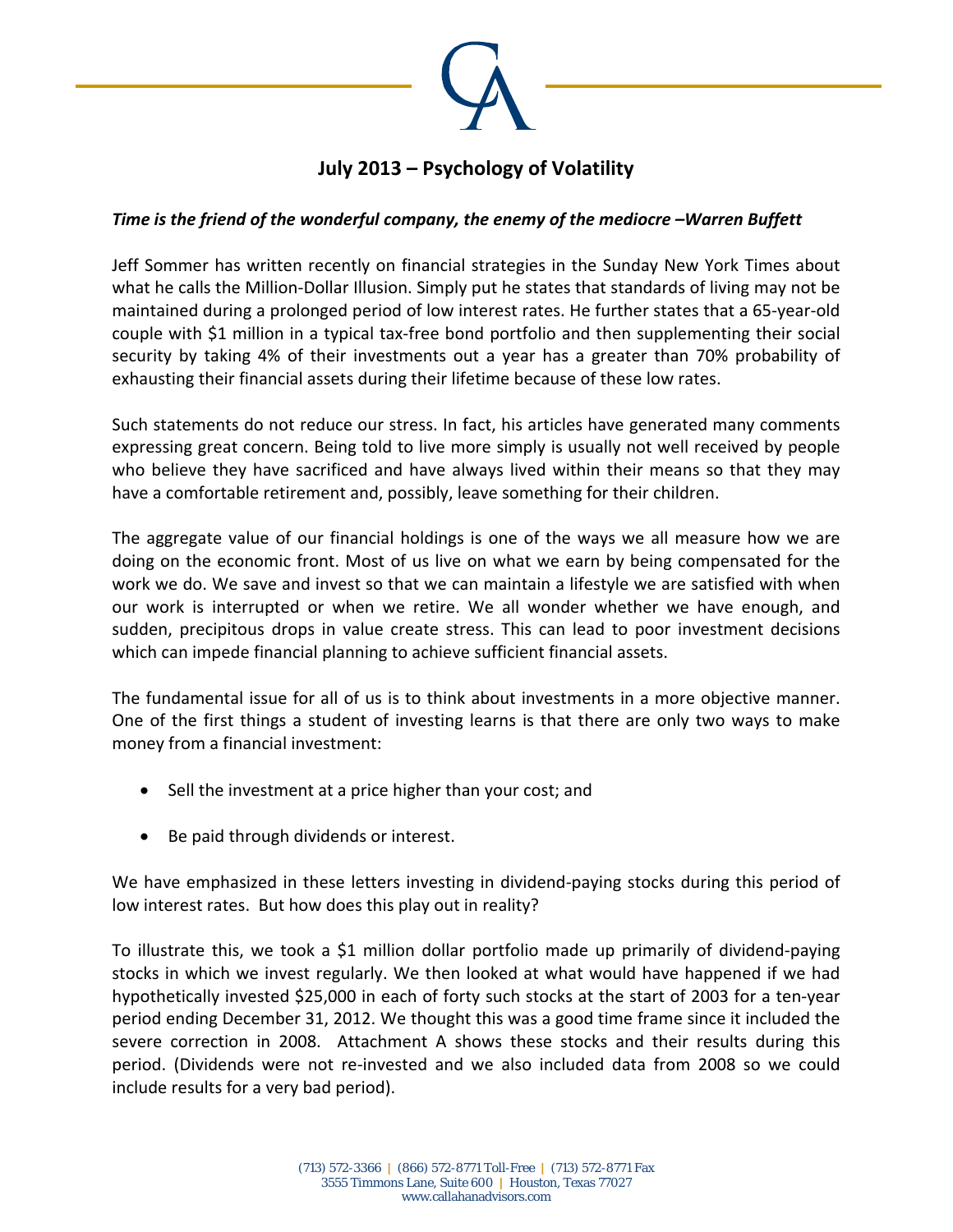# July 2013 – Psychology of Volatility

***Time is the friend of the wonderful company, the enemy of the mediocre –Warren Buffett***

Jeff Sommer has written recently on financial strategies in the Sunday New York Times about what he calls the Million-Dollar Illusion. Simply put he states that standards of living may not be maintained during a prolonged period of low interest rates. He further states that a 65-year-old couple with $1 million in a typical tax-free bond portfolio and then supplementing their social security by taking 4% of their investments out a year has a greater than 70% probability of exhausting their financial assets during their lifetime because of these low rates.

Such statements do not reduce our stress. In fact, his articles have generated many comments expressing great concern. Being told to live more simply is usually not well received by people who believe they have sacrificed and have always lived within their means so that they may have a comfortable retirement and, possibly, leave something for their children.

The aggregate value of our financial holdings is one of the ways we all measure how we are doing on the economic front. Most of us live on what we earn by being compensated for the work we do. We save and invest so that we can maintain a lifestyle we are satisfied with when our work is interrupted or when we retire. We all wonder whether we have enough, and sudden, precipitous drops in value create stress. This can lead to poor investment decisions which can impede financial planning to achieve sufficient financial assets.

The fundamental issue for all of us is to think about investments in a more objective manner. One of the first things a student of investing learns is that there are only two ways to make money from a financial investment:

- Sell the investment at a price higher than your cost; and
- Be paid through dividends or interest.

We have emphasized in these letters investing in dividend-paying stocks during this period of low interest rates. But how does this play out in reality?

To illustrate this, we took a $1 million dollar portfolio made up primarily of dividend-paying stocks in which we invest regularly. We then looked at what would have happened if we had hypothetically invested $25,000 in each of forty such stocks at the start of 2003 for a ten-year period ending December 31, 2012. We thought this was a good time frame since it included the severe correction in 2008. Attachment A shows these stocks and their results during this period. (Dividends were not re-invested and we also included data from 2008 so we could include results for a very bad period).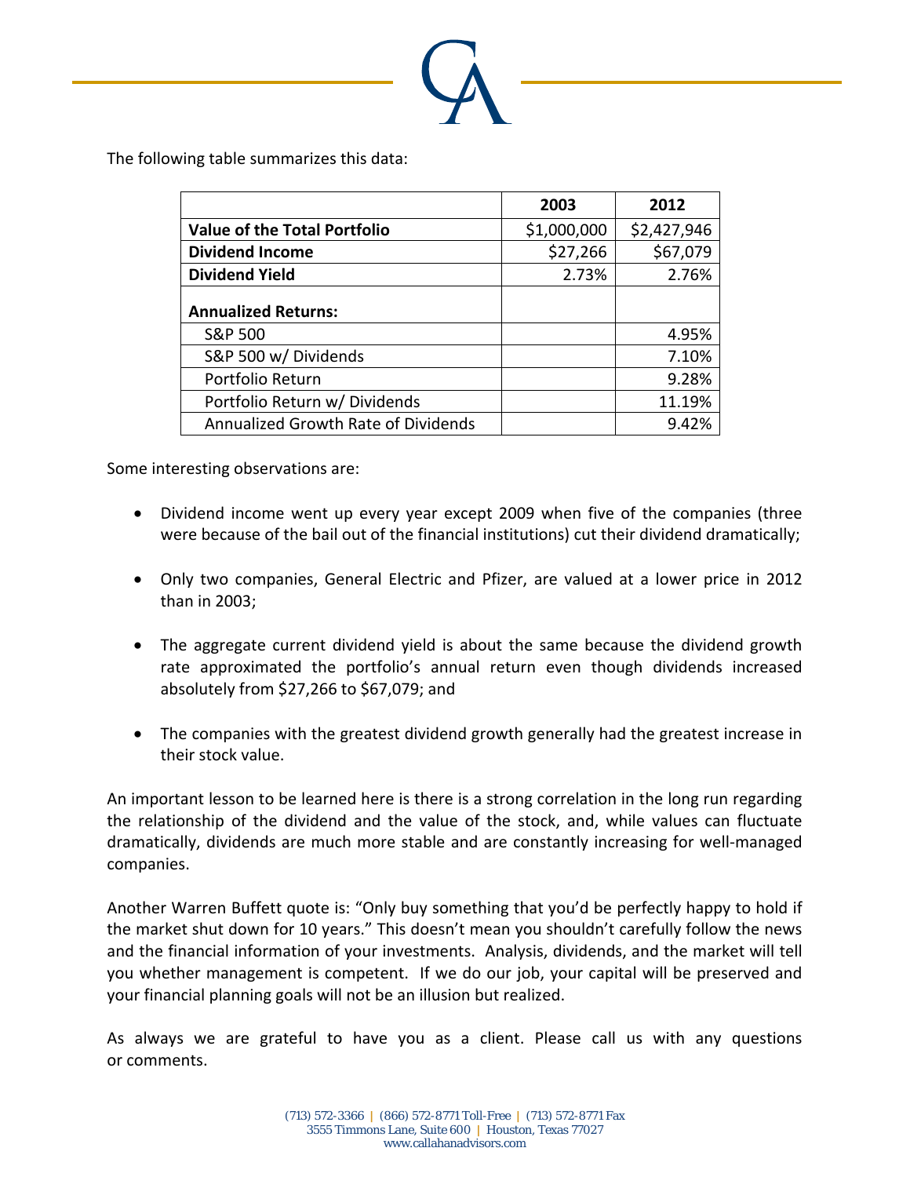The following table summarizes this data:

| | 2003 | 2012 |
|---|---|---|
| **Value of the Total Portfolio** | $1,000,000 | $2,427,946 |
| **Dividend Income** | $27,266 | $67,079 |
| **Dividend Yield** | 2.73% | 2.76% |
| **Annualized Returns:** | | |
| S&P 500 | | 4.95% |
| S&P 500 w/ Dividends | | 7.10% |
| Portfolio Return | | 9.28% |
| Portfolio Return w/ Dividends | | 11.19% |
| Annualized Growth Rate of Dividends | | 9.42% |

Some interesting observations are:

- Dividend income went up every year except 2009 when five of the companies (three were because of the bail out of the financial institutions) cut their dividend dramatically;

- Only two companies, General Electric and Pfizer, are valued at a lower price in 2012 than in 2003;

- The aggregate current dividend yield is about the same because the dividend growth rate approximated the portfolio's annual return even though dividends increased absolutely from $27,266 to $67,079; and

- The companies with the greatest dividend growth generally had the greatest increase in their stock value.

An important lesson to be learned here is there is a strong correlation in the long run regarding the relationship of the dividend and the value of the stock, and, while values can fluctuate dramatically, dividends are much more stable and are constantly increasing for well-managed companies.

Another Warren Buffett quote is: "Only buy something that you'd be perfectly happy to hold if the market shut down for 10 years." This doesn't mean you shouldn't carefully follow the news and the financial information of your investments. Analysis, dividends, and the market will tell you whether management is competent. If we do our job, your capital will be preserved and your financial planning goals will not be an illusion but realized.

As always we are grateful to have you as a client. Please call us with any questions or comments.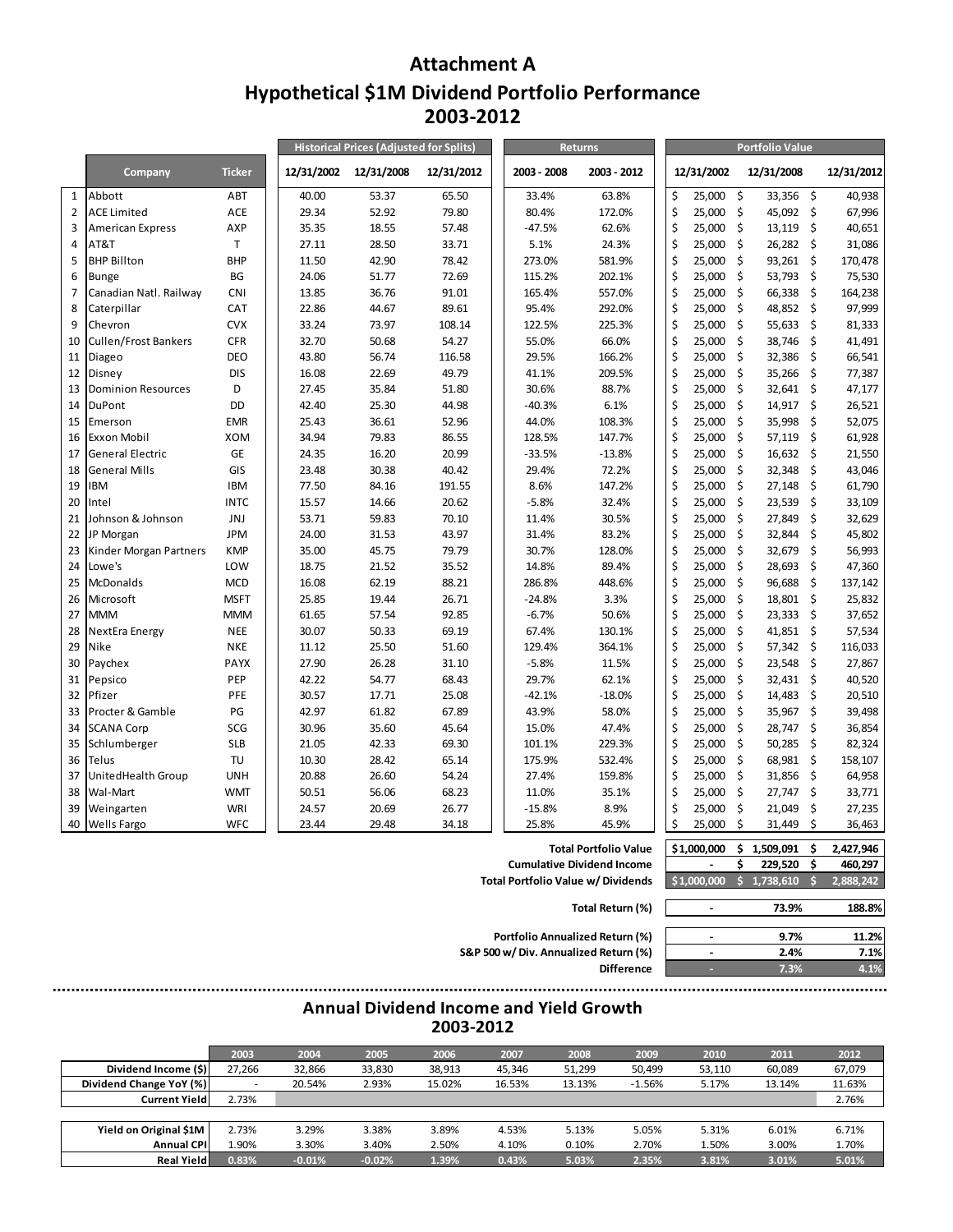# Attachment A

## Hypothetical $1M Dividend Portfolio Performance 2003-2012

| | | | Historical Prices (Adjusted for Splits) | | | Returns | | Portfolio Value | | |
|---|---|---|---|---|---|---|---|---|---|---|
| | Company | Ticker | 12/31/2002 | 12/31/2008 | 12/31/2012 | 2003 - 2008 | 2003 - 2012 | 12/31/2002 | 12/31/2008 | 12/31/2012 |
| 1 | Abbott | ABT | 40.00 | 53.37 | 65.50 | 33.4% | 63.8% | $ 25,000 | $ 33,356 | $ 40,938 |
| 2 | ACE Limited | ACE | 29.34 | 52.92 | 79.80 | 80.4% | 172.0% | $ 25,000 | $ 45,092 | $ 67,996 |
| 3 | American Express | AXP | 35.35 | 18.55 | 57.48 | -47.5% | 62.6% | $ 25,000 | $ 13,119 | $ 40,651 |
| 4 | AT&T | T | 27.11 | 28.50 | 33.71 | 5.1% | 24.3% | $ 25,000 | $ 26,282 | $ 31,086 |
| 5 | BHP Billton | BHP | 11.50 | 42.90 | 78.42 | 273.0% | 581.9% | $ 25,000 | $ 93,261 | $ 170,478 |
| 6 | Bunge | BG | 24.06 | 51.77 | 72.69 | 115.2% | 202.1% | $ 25,000 | $ 53,793 | $ 75,530 |
| 7 | Canadian Natl. Railway | CNI | 13.85 | 36.76 | 91.01 | 165.4% | 557.0% | $ 25,000 | $ 66,338 | $ 164,238 |
| 8 | Caterpillar | CAT | 22.86 | 44.67 | 89.61 | 95.4% | 292.0% | $ 25,000 | $ 48,852 | $ 97,999 |
| 9 | Chevron | CVX | 33.24 | 73.97 | 108.14 | 122.5% | 225.3% | $ 25,000 | $ 55,633 | $ 81,333 |
| 10 | Cullen/Frost Bankers | CFR | 32.70 | 50.68 | 54.27 | 55.0% | 66.0% | $ 25,000 | $ 38,746 | $ 41,491 |
| 11 | Diageo | DEO | 43.80 | 56.74 | 116.58 | 29.5% | 166.2% | $ 25,000 | $ 32,386 | $ 66,541 |
| 12 | Disney | DIS | 16.08 | 22.69 | 49.79 | 41.1% | 209.5% | $ 25,000 | $ 35,266 | $ 77,387 |
| 13 | Dominion Resources | D | 27.45 | 35.84 | 51.80 | 30.6% | 88.7% | $ 25,000 | $ 32,641 | $ 47,177 |
| 14 | DuPont | DD | 42.40 | 25.30 | 44.98 | -40.3% | 6.1% | $ 25,000 | $ 14,917 | $ 26,521 |
| 15 | Emerson | EMR | 25.43 | 36.61 | 52.96 | 44.0% | 108.3% | $ 25,000 | $ 35,998 | $ 52,075 |
| 16 | Exxon Mobil | XOM | 34.94 | 79.83 | 86.55 | 128.5% | 147.7% | $ 25,000 | $ 57,119 | $ 61,928 |
| 17 | General Electric | GE | 24.35 | 16.20 | 20.99 | -33.5% | -13.8% | $ 25,000 | $ 16,632 | $ 21,550 |
| 18 | General Mills | GIS | 23.48 | 30.38 | 40.42 | 29.4% | 72.2% | $ 25,000 | $ 32,348 | $ 43,046 |
| 19 | IBM | IBM | 77.50 | 84.16 | 191.55 | 8.6% | 147.2% | $ 25,000 | $ 27,148 | $ 61,790 |
| 20 | Intel | INTC | 15.57 | 14.66 | 20.62 | -5.8% | 32.4% | $ 25,000 | $ 23,539 | $ 33,109 |
| 21 | Johnson & Johnson | JNJ | 53.71 | 59.83 | 70.10 | 11.4% | 30.5% | $ 25,000 | $ 27,849 | $ 32,629 |
| 22 | JP Morgan | JPM | 24.00 | 31.53 | 43.97 | 31.4% | 83.2% | $ 25,000 | $ 32,844 | $ 45,802 |
| 23 | Kinder Morgan Partners | KMP | 35.00 | 45.75 | 79.79 | 30.7% | 128.0% | $ 25,000 | $ 32,679 | $ 56,993 |
| 24 | Lowe's | LOW | 18.75 | 21.52 | 35.52 | 14.8% | 89.4% | $ 25,000 | $ 28,693 | $ 47,360 |
| 25 | McDonalds | MCD | 16.08 | 62.19 | 88.21 | 286.8% | 448.6% | $ 25,000 | $ 96,688 | $ 137,142 |
| 26 | Microsoft | MSFT | 25.85 | 19.44 | 26.71 | -24.8% | 3.3% | $ 25,000 | $ 18,801 | $ 25,832 |
| 27 | MMM | MMM | 61.65 | 57.54 | 92.85 | -6.7% | 50.6% | $ 25,000 | $ 23,333 | $ 37,652 |
| 28 | NextEra Energy | NEE | 30.07 | 50.33 | 69.19 | 67.4% | 130.1% | $ 25,000 | $ 41,851 | $ 57,534 |
| 29 | Nike | NKE | 11.12 | 25.50 | 51.60 | 129.4% | 364.1% | $ 25,000 | $ 57,342 | $ 116,033 |
| 30 | Paychex | PAYX | 27.90 | 26.28 | 31.10 | -5.8% | 11.5% | $ 25,000 | $ 23,548 | $ 27,867 |
| 31 | Pepsico | PEP | 42.22 | 54.77 | 68.43 | 29.7% | 62.1% | $ 25,000 | $ 32,431 | $ 40,520 |
| 32 | Pfizer | PFE | 30.57 | 17.71 | 25.08 | -42.1% | -18.0% | $ 25,000 | $ 14,483 | $ 20,510 |
| 33 | Procter & Gamble | PG | 42.97 | 61.82 | 67.89 | 43.9% | 58.0% | $ 25,000 | $ 35,967 | $ 39,498 |
| 34 | SCANA Corp | SCG | 30.96 | 35.60 | 45.64 | 15.0% | 47.4% | $ 25,000 | $ 28,747 | $ 36,854 |
| 35 | Schlumberger | SLB | 21.05 | 42.33 | 69.30 | 101.1% | 229.3% | $ 25,000 | $ 50,285 | $ 82,324 |
| 36 | Telus | TU | 10.30 | 28.42 | 65.14 | 175.9% | 532.4% | $ 25,000 | $ 68,981 | $ 158,107 |
| 37 | UnitedHealth Group | UNH | 20.88 | 26.60 | 54.24 | 27.4% | 159.8% | $ 25,000 | $ 31,856 | $ 64,958 |
| 38 | Wal-Mart | WMT | 50.51 | 56.06 | 68.23 | 11.0% | 35.1% | $ 25,000 | $ 27,747 | $ 33,771 |
| 39 | Weingarten | WRI | 24.57 | 20.69 | 26.77 | -15.8% | 8.9% | $ 25,000 | $ 21,049 | $ 27,235 |
| 40 | Wells Fargo | WFC | 23.44 | 29.48 | 34.18 | 25.8% | 45.9% | $ 25,000 | $ 31,449 | $ 36,463 |

| | 12/31/2002 | 12/31/2008 | 12/31/2012 |
|---|---|---|---|
| **Total Portfolio Value** | $1,000,000 | $ 1,509,091 | $ 2,427,946 |
| **Cumulative Dividend Income** | - | $ 229,520 | $ 460,297 |
| **Total Portfolio Value w/ Dividends** | $1,000,000 | $ 1,738,610 | $ 2,888,242 |
| **Total Return (%)** | - | 73.9% | 188.8% |
| **Portfolio Annualized Return (%)** | - | 9.7% | 11.2% |
| **S&P 500 w/ Div. Annualized Return (%)** | - | 2.4% | 7.1% |
| **Difference** | - | 7.3% | 4.1% |

## Annual Dividend Income and Yield Growth 2003-2012

| | 2003 | 2004 | 2005 | 2006 | 2007 | 2008 | 2009 | 2010 | 2011 | 2012 |
|---|---|---|---|---|---|---|---|---|---|---|
| **Dividend Income ($)** | 27,266 | 32,866 | 33,830 | 38,913 | 45,346 | 51,299 | 50,499 | 53,110 | 60,089 | 67,079 |
| **Dividend Change YoY (%)** | - | 20.54% | 2.93% | 15.02% | 16.53% | 13.13% | -1.56% | 5.17% | 13.14% | 11.63% |
| **Current Yield** | 2.73% | | | | | | | | | 2.76% |
| **Yield on Original $1M** | 2.73% | 3.29% | 3.38% | 3.89% | 4.53% | 5.13% | 5.05% | 5.31% | 6.01% | 6.71% |
| **Annual CPI** | 1.90% | 3.30% | 3.40% | 2.50% | 4.10% | 0.10% | 2.70% | 1.50% | 3.00% | 1.70% |
| **Real Yield** | 0.83% | -0.01% | -0.02% | 1.39% | 0.43% | 5.03% | 2.35% | 3.81% | 3.01% | 5.01% |